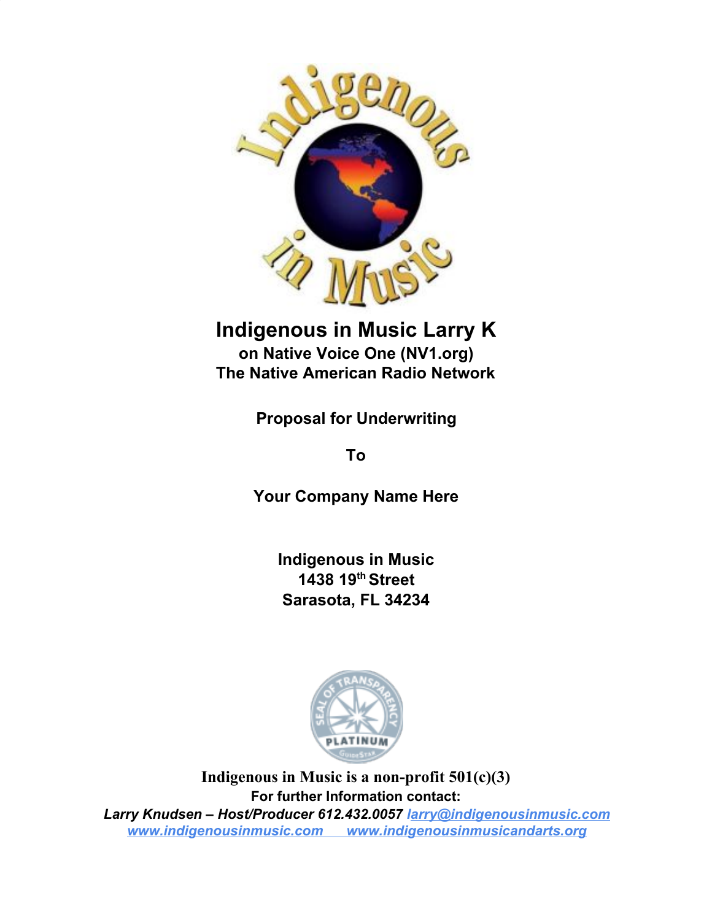# Indigenous in Music Larry K

**on Native Voice One (NV1.org)**
**The Native American Radio Network**

**Proposal for Underwriting**

**To**

**Your Company Name Here**

**Indigenous in Music**
**1438 19th Street**
**Sarasota, FL 34234**

**Indigenous in Music is a non-profit 501(c)(3)**

**For further Information contact:**

***Larry Knudsen – Host/Producer 612.432.0057 larry@indigenousinmusic.com***

***www.indigenousinmusic.com www.indigenousinmusicandarts.org***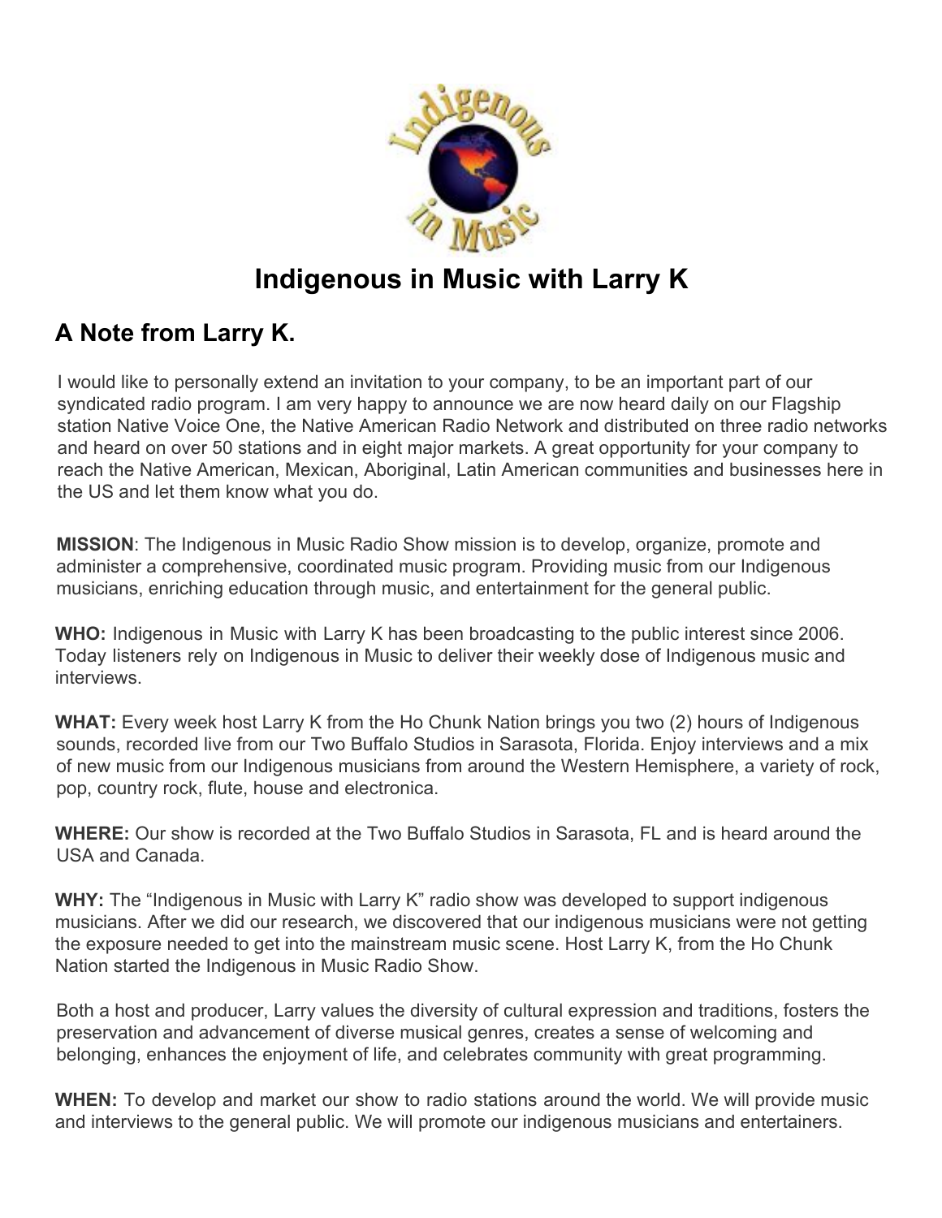# Indigenous in Music with Larry K

## A Note from Larry K.

I would like to personally extend an invitation to your company, to be an important part of our syndicated radio program. I am very happy to announce we are now heard daily on our Flagship station Native Voice One, the Native American Radio Network and distributed on three radio networks and heard on over 50 stations and in eight major markets. A great opportunity for your company to reach the Native American, Mexican, Aboriginal, Latin American communities and businesses here in the US and let them know what you do.

**MISSION**: The Indigenous in Music Radio Show mission is to develop, organize, promote and administer a comprehensive, coordinated music program. Providing music from our Indigenous musicians, enriching education through music, and entertainment for the general public.

**WHO:** Indigenous in Music with Larry K has been broadcasting to the public interest since 2006. Today listeners rely on Indigenous in Music to deliver their weekly dose of Indigenous music and interviews.

**WHAT:** Every week host Larry K from the Ho Chunk Nation brings you two (2) hours of Indigenous sounds, recorded live from our Two Buffalo Studios in Sarasota, Florida. Enjoy interviews and a mix of new music from our Indigenous musicians from around the Western Hemisphere, a variety of rock, pop, country rock, flute, house and electronica.

**WHERE:** Our show is recorded at the Two Buffalo Studios in Sarasota, FL and is heard around the USA and Canada.

**WHY:** The "Indigenous in Music with Larry K" radio show was developed to support indigenous musicians. After we did our research, we discovered that our indigenous musicians were not getting the exposure needed to get into the mainstream music scene. Host Larry K, from the Ho Chunk Nation started the Indigenous in Music Radio Show.

Both a host and producer, Larry values the diversity of cultural expression and traditions, fosters the preservation and advancement of diverse musical genres, creates a sense of welcoming and belonging, enhances the enjoyment of life, and celebrates community with great programming.

**WHEN:** To develop and market our show to radio stations around the world. We will provide music and interviews to the general public. We will promote our indigenous musicians and entertainers.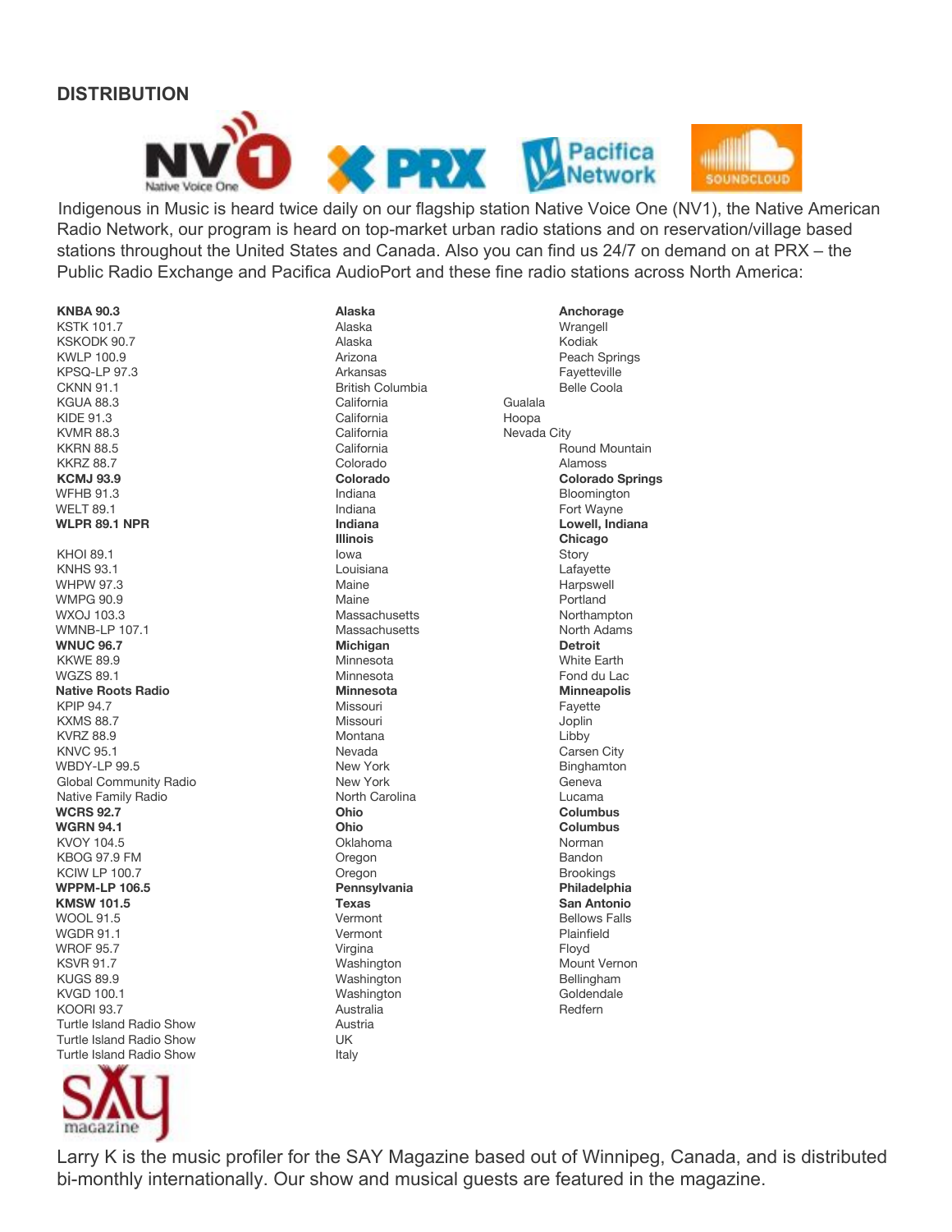## DISTRIBUTION

Indigenous in Music is heard twice daily on our flagship station Native Voice One (NV1), the Native American Radio Network, our program is heard on top-market urban radio stations and on reservation/village based stations throughout the United States and Canada. Also you can find us 24/7 on demand on at PRX – the Public Radio Exchange and Pacifica AudioPort and these fine radio stations across North America:

| Station | State/Country | City |
|---|---|---|
| **KNBA 90.3** | **Alaska** | **Anchorage** |
| KSTK 101.7 | Alaska | Wrangell |
| KSKODK 90.7 | Alaska | Kodiak |
| KWLP 100.9 | Arizona | Peach Springs |
| KPSQ-LP 97.3 | Arkansas | Fayetteville |
| CKNN 91.1 | British Columbia | Belle Coola |
| KGUA 88.3 | California | Gualala |
| KIDE 91.3 | California | Hoopa |
| KVMR 88.3 | California | Nevada City |
| KKRN 88.5 | California | Round Mountain |
| KKRZ 88.7 | Colorado | Alamoss |
| **KCMJ 93.9** | **Colorado** | **Colorado Springs** |
| WFHB 91.3 | Indiana | Bloomington |
| WELT 89.1 | Indiana | Fort Wayne |
| **WLPR 89.1 NPR** | **Indiana** | **Lowell, Indiana** |
| | **Illinois** | **Chicago** |
| KHOI 89.1 | Iowa | Story |
| KNHS 93.1 | Louisiana | Lafayette |
| WHPW 97.3 | Maine | Harpswell |
| WMPG 90.9 | Maine | Portland |
| WXOJ 103.3 | Massachusetts | Northampton |
| WMNB-LP 107.1 | Massachusetts | North Adams |
| **WNUC 96.7** | **Michigan** | **Detroit** |
| KKWE 89.9 | Minnesota | White Earth |
| WGZS 89.1 | Minnesota | Fond du Lac |
| **Native Roots Radio** | **Minnesota** | **Minneapolis** |
| KPIP 94.7 | Missouri | Fayette |
| KXMS 88.7 | Missouri | Joplin |
| KVRZ 88.9 | Montana | Libby |
| KNVC 95.1 | Nevada | Carsen City |
| WBDY-LP 99.5 | New York | Binghamton |
| Global Community Radio | New York | Geneva |
| Native Family Radio | North Carolina | Lucama |
| **WCRS 92.7** | **Ohio** | **Columbus** |
| **WGRN 94.1** | **Ohio** | **Columbus** |
| KVOY 104.5 | Oklahoma | Norman |
| KBOG 97.9 FM | Oregon | Bandon |
| KCIW LP 100.7 | Oregon | Brookings |
| **WPPM-LP 106.5** | **Pennsylvania** | **Philadelphia** |
| **KMSW 101.5** | **Texas** | **San Antonio** |
| WOOL 91.5 | Vermont | Bellows Falls |
| WGDR 91.1 | Vermont | Plainfield |
| WROF 95.7 | Virgina | Floyd |
| KSVR 91.7 | Washington | Mount Vernon |
| KUGS 89.9 | Washington | Bellingham |
| KVGD 100.1 | Washington | Goldendale |
| KOORI 93.7 | Australia | Redfern |
| Turtle Island Radio Show | Austria | |
| Turtle Island Radio Show | UK | |
| Turtle Island Radio Show | Italy | |

Larry K is the music profiler for the SAY Magazine based out of Winnipeg, Canada, and is distributed bi-monthly internationally. Our show and musical guests are featured in the magazine.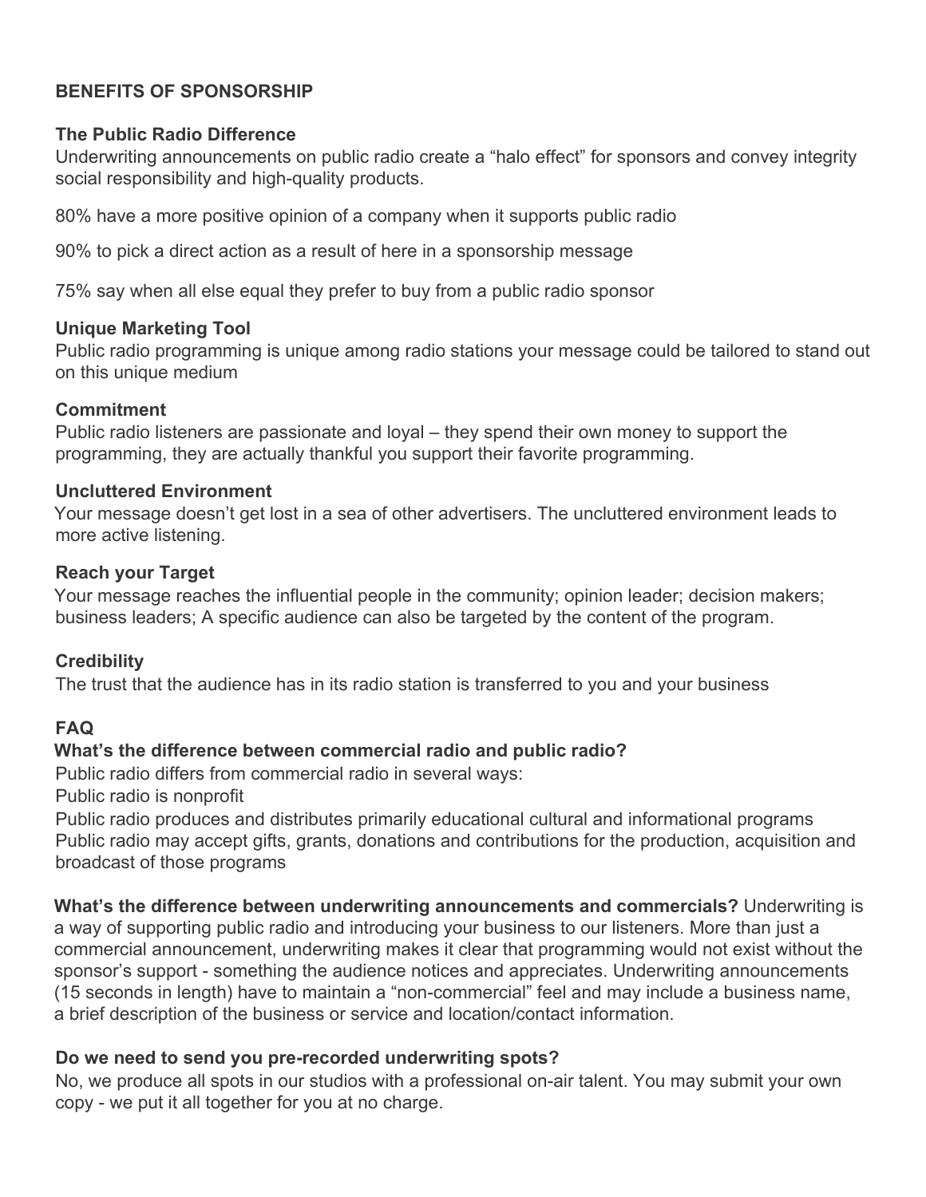## BENEFITS OF SPONSORSHIP

### The Public Radio Difference

Underwriting announcements on public radio create a "halo effect" for sponsors and convey integrity social responsibility and high-quality products.

80% have a more positive opinion of a company when it supports public radio

90% to pick a direct action as a result of here in a sponsorship message

75% say when all else equal they prefer to buy from a public radio sponsor

### Unique Marketing Tool

Public radio programming is unique among radio stations your message could be tailored to stand out on this unique medium

### Commitment

Public radio listeners are passionate and loyal – they spend their own money to support the programming, they are actually thankful you support their favorite programming.

### Uncluttered Environment

Your message doesn't get lost in a sea of other advertisers. The uncluttered environment leads to more active listening.

### Reach your Target

Your message reaches the influential people in the community; opinion leader; decision makers; business leaders; A specific audience can also be targeted by the content of the program.

### Credibility

The trust that the audience has in its radio station is transferred to you and your business

## FAQ

**What's the difference between commercial radio and public radio?**

Public radio differs from commercial radio in several ways:

Public radio is nonprofit

Public radio produces and distributes primarily educational cultural and informational programs

Public radio may accept gifts, grants, donations and contributions for the production, acquisition and broadcast of those programs

**What's the difference between underwriting announcements and commercials?** Underwriting is a way of supporting public radio and introducing your business to our listeners. More than just a commercial announcement, underwriting makes it clear that programming would not exist without the sponsor's support - something the audience notices and appreciates. Underwriting announcements (15 seconds in length) have to maintain a "non-commercial" feel and may include a business name, a brief description of the business or service and location/contact information.

**Do we need to send you pre-recorded underwriting spots?**

No, we produce all spots in our studios with a professional on-air talent. You may submit your own copy - we put it all together for you at no charge.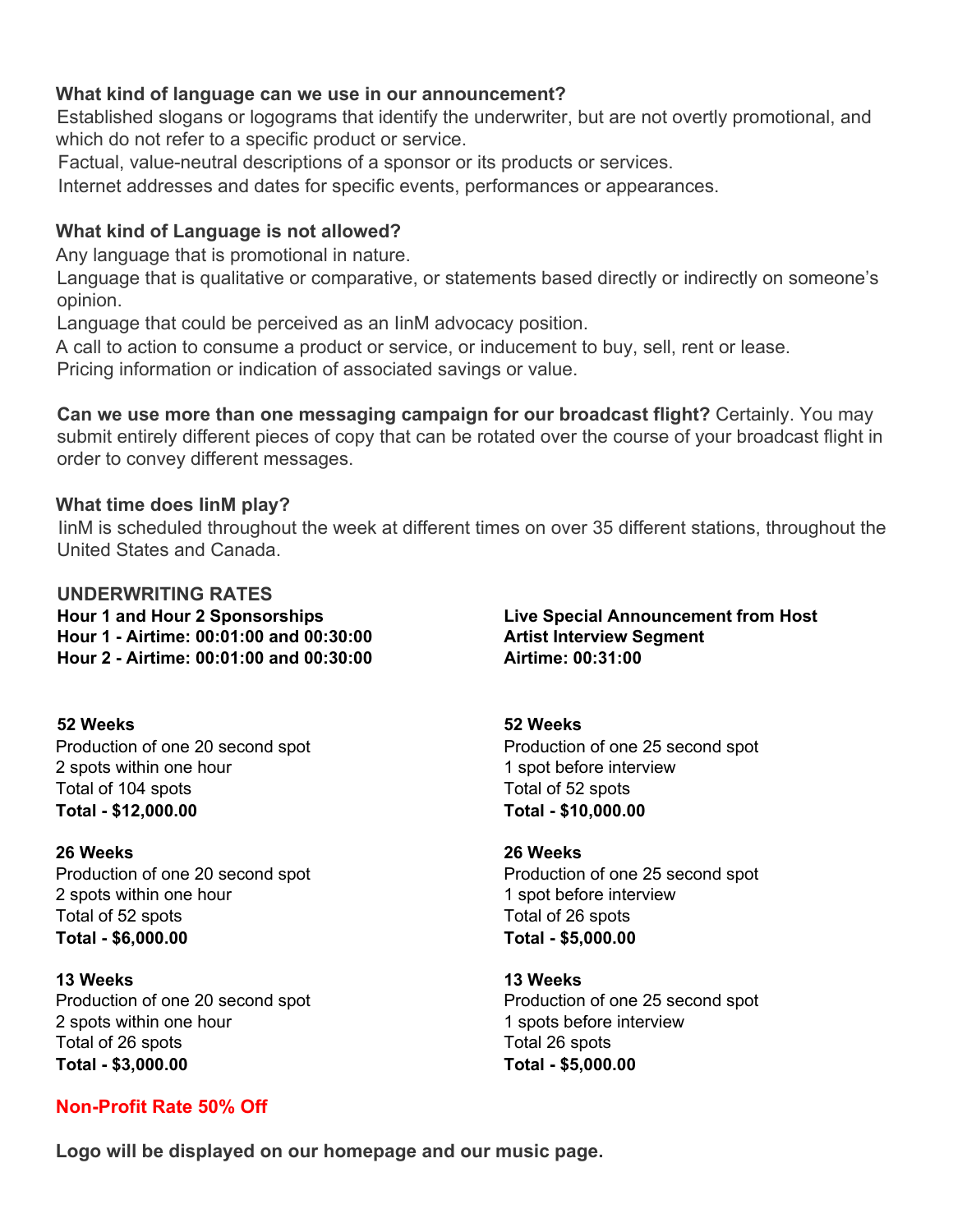**What kind of language can we use in our announcement?**

Established slogans or logograms that identify the underwriter, but are not overtly promotional, and which do not refer to a specific product or service.

Factual, value-neutral descriptions of a sponsor or its products or services.

Internet addresses and dates for specific events, performances or appearances.

**What kind of Language is not allowed?**

Any language that is promotional in nature.

Language that is qualitative or comparative, or statements based directly or indirectly on someone's opinion.

Language that could be perceived as an IinM advocacy position.

A call to action to consume a product or service, or inducement to buy, sell, rent or lease.

Pricing information or indication of associated savings or value.

**Can we use more than one messaging campaign for our broadcast flight?** Certainly. You may submit entirely different pieces of copy that can be rotated over the course of your broadcast flight in order to convey different messages.

**What time does IinM play?**

IinM is scheduled throughout the week at different times on over 35 different stations, throughout the United States and Canada.

**UNDERWRITING RATES**

**Hour 1 and Hour 2 Sponsorships**
**Hour 1 - Airtime: 00:01:00 and 00:30:00**
**Hour 2 - Airtime: 00:01:00 and 00:30:00**

**52 Weeks**
Production of one 20 second spot
2 spots within one hour
Total of 104 spots
**Total - $12,000.00**

**26 Weeks**
Production of one 20 second spot
2 spots within one hour
Total of 52 spots
**Total - $6,000.00**

**13 Weeks**
Production of one 20 second spot
2 spots within one hour
Total of 26 spots
**Total - $3,000.00**

**Live Special Announcement from Host**
**Artist Interview Segment**
**Airtime: 00:31:00**

**52 Weeks**
Production of one 25 second spot
1 spot before interview
Total of 52 spots
**Total - $10,000.00**

**26 Weeks**
Production of one 25 second spot
1 spot before interview
Total of 26 spots
**Total - $5,000.00**

**13 Weeks**
Production of one 25 second spot
1 spots before interview
Total 26 spots
**Total - $5,000.00**

**Non-Profit Rate 50% Off**

**Logo will be displayed on our homepage and our music page.**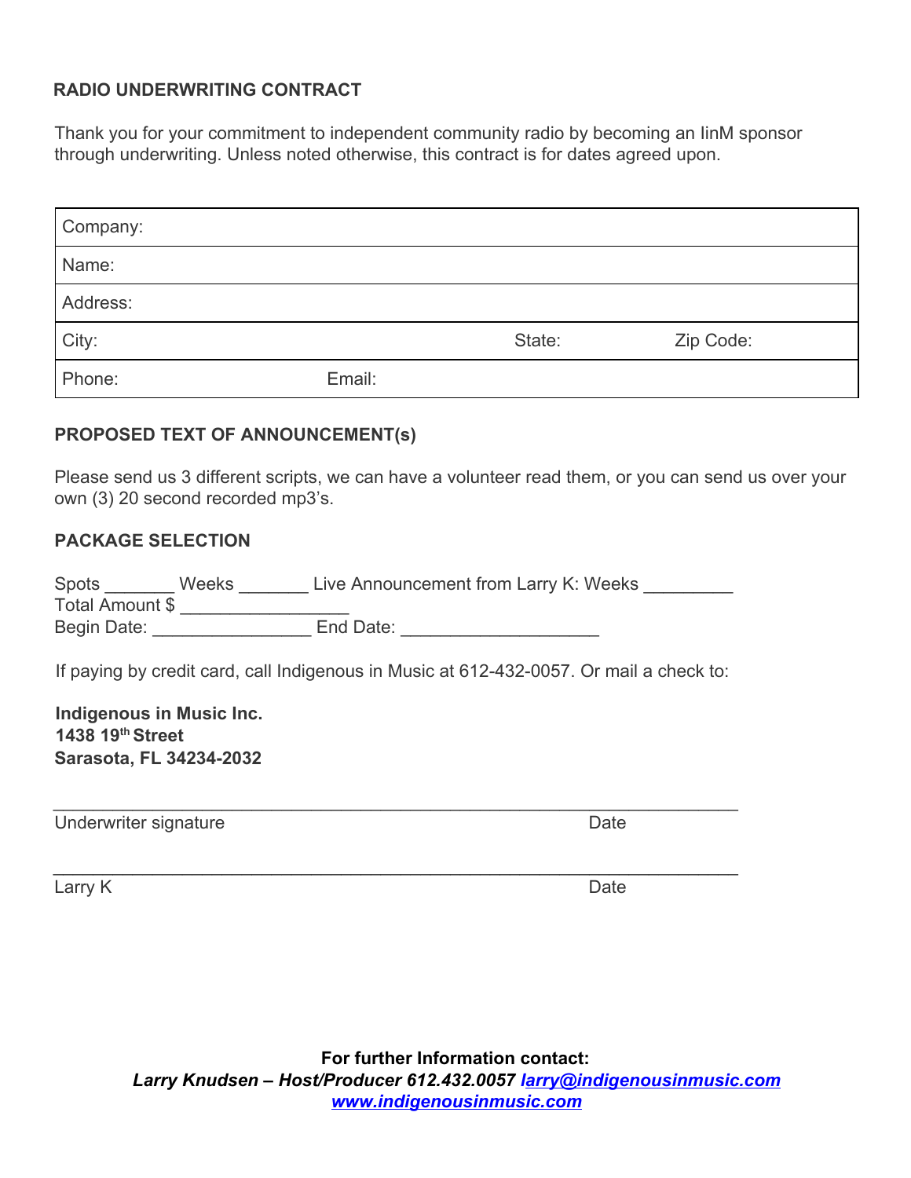## RADIO UNDERWRITING CONTRACT

Thank you for your commitment to independent community radio by becoming an IinM sponsor through underwriting. Unless noted otherwise, this contract is for dates agreed upon.

| Company: | | |
|---|---|---|
| Name: | | |
| Address: | | |
| City: | State: | Zip Code: |
| Phone: | Email: | |

### PROPOSED TEXT OF ANNOUNCEMENT(s)

Please send us 3 different scripts, we can have a volunteer read them, or you can send us over your own (3) 20 second recorded mp3's.

### PACKAGE SELECTION

Spots _______ Weeks _______ Live Announcement from Larry K: Weeks _________
Total Amount $ _________________
Begin Date: ________________ End Date: ____________________

If paying by credit card, call Indigenous in Music at 612-432-0057. Or mail a check to:

**Indigenous in Music Inc.**
**1438 19th Street**
**Sarasota, FL 34234-2032**

_____________________________________________________________________
Underwriter signature Date

_____________________________________________________________________
Larry K Date

**For further Information contact:**
***Larry Knudsen – Host/Producer 612.432.0057 larry@indigenousinmusic.com***
***www.indigenousinmusic.com***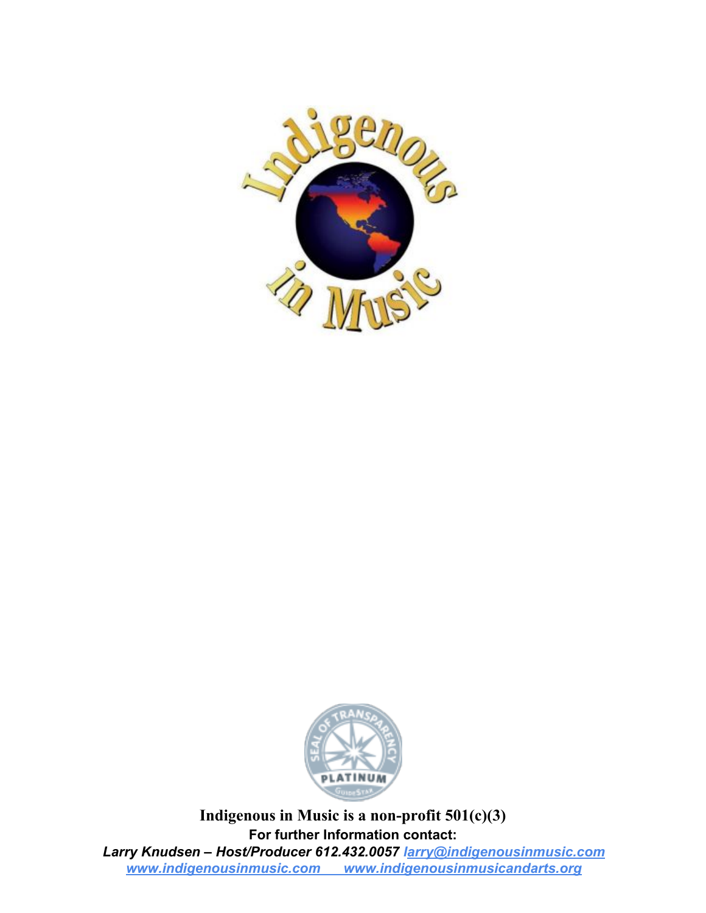**Indigenous in Music is a non-profit 501(c)(3)**

**For further Information contact:**

***Larry Knudsen – Host/Producer 612.432.0057 [larry@indigenousinmusic.com](mailto:larry@indigenousinmusic.com)***

***[www.indigenousinmusic.com](http://www.indigenousinmusic.com) [www.indigenousinmusicandarts.org](http://www.indigenousinmusicandarts.org)***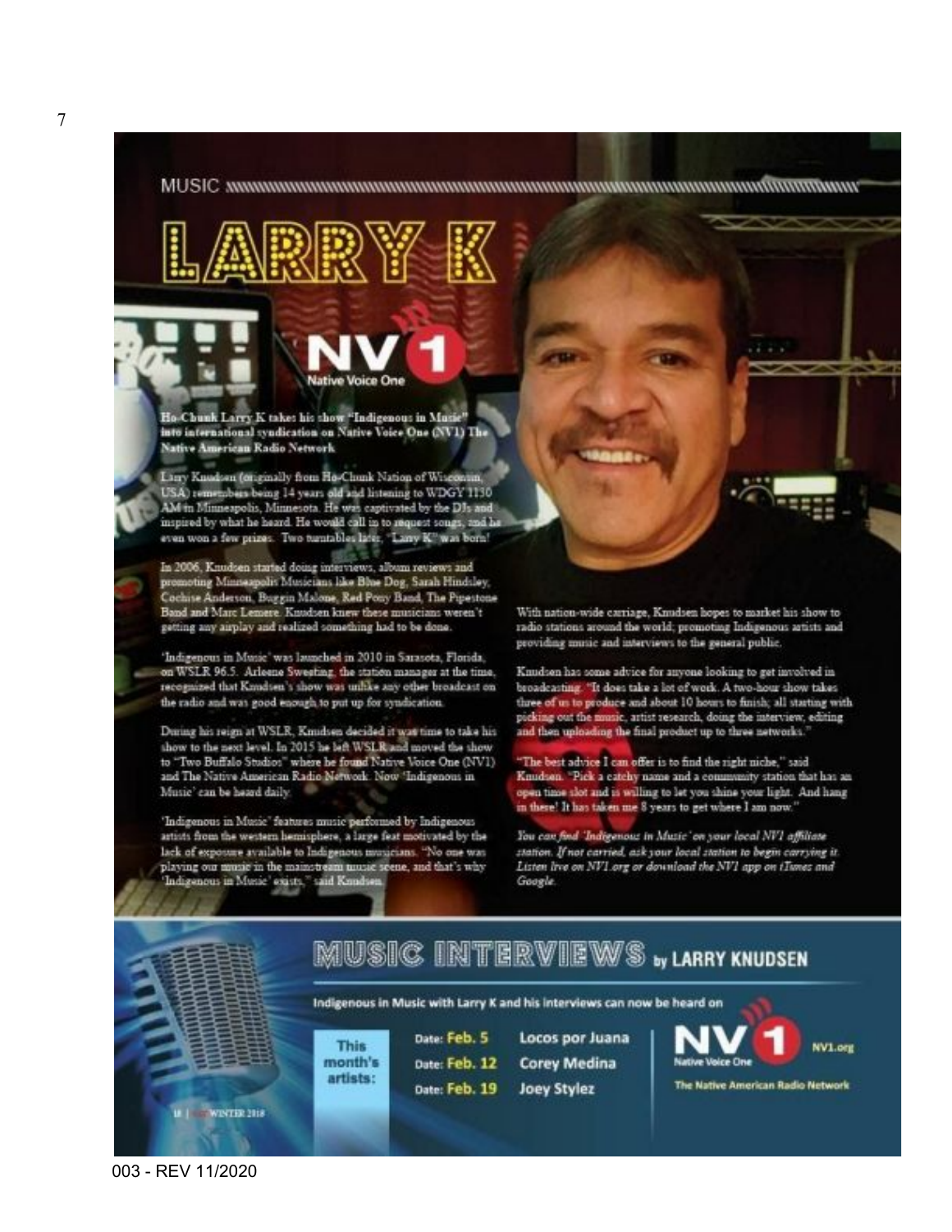MUSIC

# LARRY K

NV1 Native Voice One

**Ho-Chunk Larry K takes his show "Indigenous in Music" into international syndication on Native Voice One (NV1) The Native American Radio Network**

Larry Knudsen (originally from Ho-Chunk Nation of Wisconsin, USA) remembers being 14 years old and listening to WDGY 1130 AM in Minneapolis, Minnesota. He was captivated by the DJs and inspired by what he heard. He would call in to request songs, and he even won a few prizes. Two turntables later, "Larry K" was born!

In 2006, Knudsen started doing interviews, album reviews and promoting Minneapolis Musicians like Blue Dog, Sarah Hindsley, Cochise Anderson, Buggin Malone, Red Pony Band, The Pipestone Band and Marc Lemere. Knudsen knew these musicians weren't getting any airplay and realized something had to be done.

'Indigenous in Music' was launched in 2010 in Sarasota, Florida, on WSLR 96.5. Arleene Sweeting, the station manager at the time, recognized that Knudsen's show was unlike any other broadcast on the radio and was good enough to put up for syndication.

During his reign at WSLR, Knudsen decided it was time to take his show to the next level. In 2015 he left WSLR and moved the show to "Two Buffalo Studios" where he found Native Voice One (NV1) and The Native American Radio Network. Now 'Indigenous in Music' can be heard daily.

'Indigenous in Music' features music performed by Indigenous artists from the western hemisphere, a large feat motivated by the lack of exposure available to Indigenous musicians. "No one was playing our music in the mainstream music scene, and that's why 'Indigenous in Music' exists," said Knudsen.

With nation-wide carriage, Knudsen hopes to market his show to radio stations around the world; promoting Indigenous artists and providing music and interviews to the general public.

Knudsen has some advice for anyone looking to get involved in broadcasting. "It does take a lot of work. A two-hour show takes three of us to produce and about 10 hours to finish; all starting with picking out the music, artist research, doing the interview, editing and then uploading the final product up to three networks."

"The best advice I can offer is to find the right niche," said Knudsen. "Pick a catchy name and a community station that has an open time slot and is willing to let you shine your light. And hang in there! It has taken me 8 years to get where I am now."

*You can find 'Indigenous in Music' on your local NV1 affiliate station. If not carried, ask your local station to begin carrying it. Listen live on NV1.org or download the NV1 app on iTunes and Google.*

## MUSIC INTERVIEWS by LARRY KNUDSEN

Indigenous in Music with Larry K and his interviews can now be heard on

This month's artists:

Date: Feb. 5 Locos por Juana
Date: Feb. 12 Corey Medina
Date: Feb. 19 Joey Stylez

NV1 Native Voice One NV1.org
The Native American Radio Network

003 - REV 11/2020